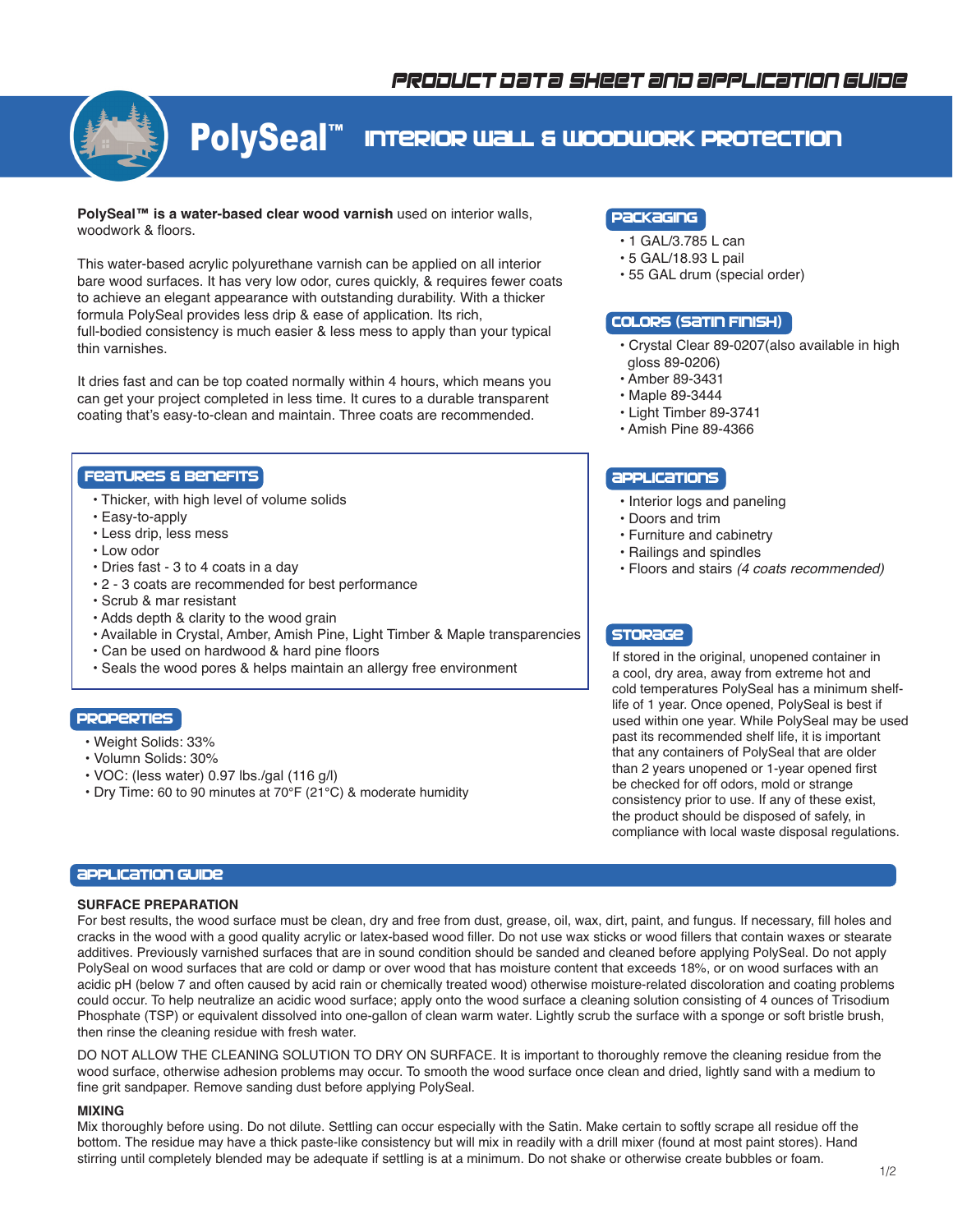# PRODUCT DATA SHEET AND APPLICATION GUIDE

# PolySeal™ INTERIOR WALL & WOODWORK PROTECTION

**PolySeal™ is a water-based clear wood varnish** used on interior walls, woodwork & floors.

This water-based acrylic polyurethane varnish can be applied on all interior bare wood surfaces. It has very low odor, cures quickly, & requires fewer coats to achieve an elegant appearance with outstanding durability. With a thicker formula PolySeal provides less drip & ease of application. Its rich, full-bodied consistency is much easier & less mess to apply than your typical thin varnishes.

It dries fast and can be top coated normally within 4 hours, which means you can get your project completed in less time. It cures to a durable transparent coating that's easy-to-clean and maintain. Three coats are recommended.

## FEATURES & BENEFITS

- Thicker, with high level of volume solids
- Easy-to-apply
- Less drip, less mess
- Low odor
- Dries fast - 3 to 4 coats in a day
- 2 - 3 coats are recommended for best performance
- Scrub & mar resistant
- Adds depth & clarity to the wood grain
- Available in Crystal, Amber, Amish Pine, Light Timber & Maple transparencies
- Can be used on hardwood & hard pine floors
- Seals the wood pores & helps maintain an allergy free environment

## PROPERTIES

- Weight Solids: 33%
- Volumn Solids: 30%
- VOC: (less water) 0.97 lbs./gal (116 g/l)
- Dry Time: 60 to 90 minutes at 70°F (21°C) & moderate humidity

## PACKAGING

- 1 GAL/3.785 L can
- 5 GAL/18.93 L pail
- 55 GAL drum (special order)

## COLORS (SATIN FINISH)

- Crystal Clear 89-0207(also available in high gloss 89-0206)
- Amber 89-3431
- Maple 89-3444
- Light Timber 89-3741
- Amish Pine 89-4366

## APPLICATIONS

- Interior logs and paneling
- Doors and trim
- Furniture and cabinetry
- Railings and spindles
- Floors and stairs *(4 coats recommended)*

## STORAGE

If stored in the original, unopened container in a cool, dry area, away from extreme hot and cold temperatures PolySeal has a minimum shelf-life of 1 year. Once opened, PolySeal is best if used within one year. While PolySeal may be used past its recommended shelf life, it is important that any containers of PolySeal that are older than 2 years unopened or 1-year opened first be checked for off odors, mold or strange consistency prior to use. If any of these exist, the product should be disposed of safely, in compliance with local waste disposal regulations.

## APPLICATION GUIDE

### SURFACE PREPARATION

For best results, the wood surface must be clean, dry and free from dust, grease, oil, wax, dirt, paint, and fungus. If necessary, fill holes and cracks in the wood with a good quality acrylic or latex-based wood filler. Do not use wax sticks or wood fillers that contain waxes or stearate additives. Previously varnished surfaces that are in sound condition should be sanded and cleaned before applying PolySeal. Do not apply PolySeal on wood surfaces that are cold or damp or over wood that has moisture content that exceeds 18%, or on wood surfaces with an acidic pH (below 7 and often caused by acid rain or chemically treated wood) otherwise moisture-related discoloration and coating problems could occur. To help neutralize an acidic wood surface; apply onto the wood surface a cleaning solution consisting of 4 ounces of Trisodium Phosphate (TSP) or equivalent dissolved into one-gallon of clean warm water. Lightly scrub the surface with a sponge or soft bristle brush, then rinse the cleaning residue with fresh water.

DO NOT ALLOW THE CLEANING SOLUTION TO DRY ON SURFACE. It is important to thoroughly remove the cleaning residue from the wood surface, otherwise adhesion problems may occur. To smooth the wood surface once clean and dried, lightly sand with a medium to fine grit sandpaper. Remove sanding dust before applying PolySeal.

### MIXING

Mix thoroughly before using. Do not dilute. Settling can occur especially with the Satin. Make certain to softly scrape all residue off the bottom. The residue may have a thick paste-like consistency but will mix in readily with a drill mixer (found at most paint stores). Hand stirring until completely blended may be adequate if settling is at a minimum. Do not shake or otherwise create bubbles or foam.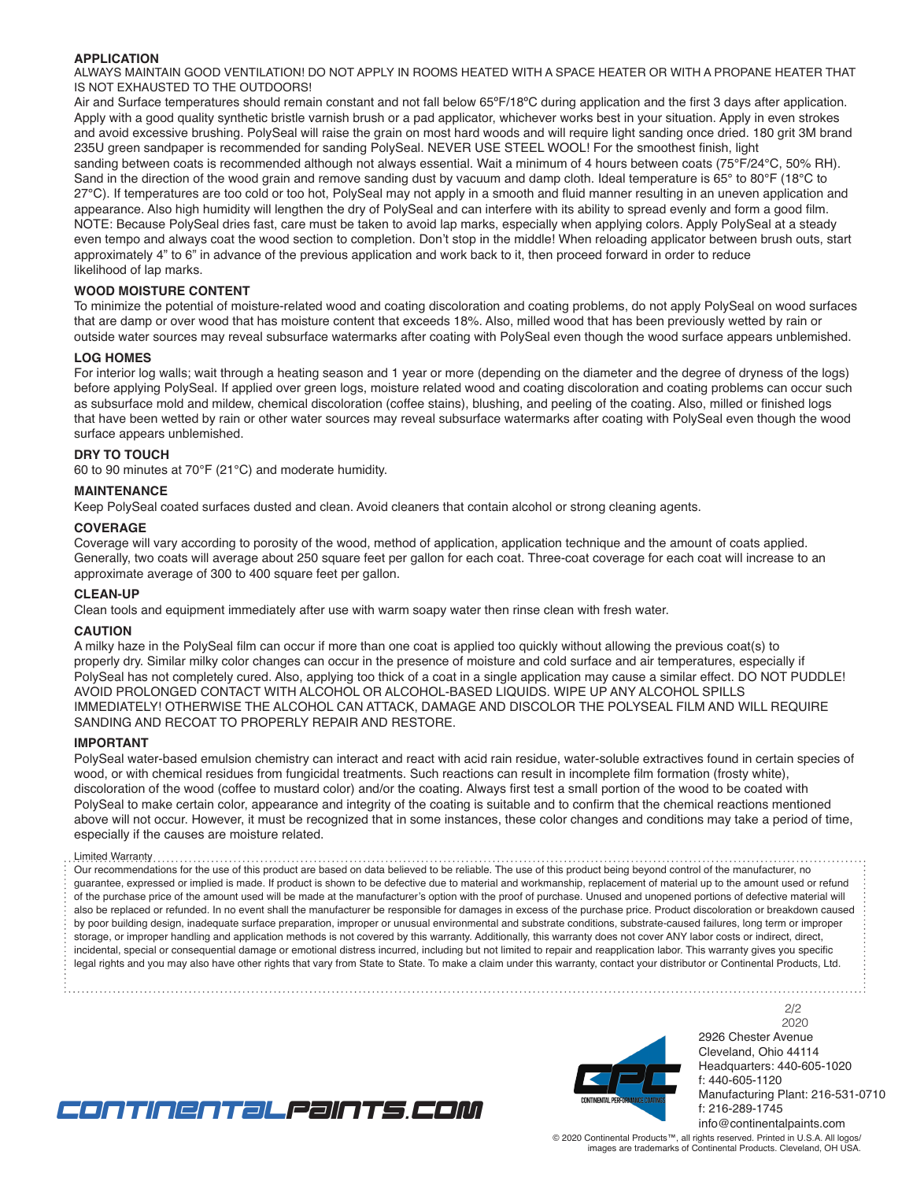## APPLICATION

ALWAYS MAINTAIN GOOD VENTILATION! DO NOT APPLY IN ROOMS HEATED WITH A SPACE HEATER OR WITH A PROPANE HEATER THAT IS NOT EXHAUSTED TO THE OUTDOORS!

Air and Surface temperatures should remain constant and not fall below 65ºF/18ºC during application and the first 3 days after application. Apply with a good quality synthetic bristle varnish brush or a pad applicator, whichever works best in your situation. Apply in even strokes and avoid excessive brushing. PolySeal will raise the grain on most hard woods and will require light sanding once dried. 180 grit 3M brand 235U green sandpaper is recommended for sanding PolySeal. NEVER USE STEEL WOOL! For the smoothest finish, light sanding between coats is recommended although not always essential. Wait a minimum of 4 hours between coats (75°F/24°C, 50% RH). Sand in the direction of the wood grain and remove sanding dust by vacuum and damp cloth. Ideal temperature is 65° to 80°F (18°C to 27°C). If temperatures are too cold or too hot, PolySeal may not apply in a smooth and fluid manner resulting in an uneven application and appearance. Also high humidity will lengthen the dry of PolySeal and can interfere with its ability to spread evenly and form a good film. NOTE: Because PolySeal dries fast, care must be taken to avoid lap marks, especially when applying colors. Apply PolySeal at a steady even tempo and always coat the wood section to completion. Don't stop in the middle! When reloading applicator between brush outs, start approximately 4" to 6" in advance of the previous application and work back to it, then proceed forward in order to reduce likelihood of lap marks.

## WOOD MOISTURE CONTENT

To minimize the potential of moisture-related wood and coating discoloration and coating problems, do not apply PolySeal on wood surfaces that are damp or over wood that has moisture content that exceeds 18%. Also, milled wood that has been previously wetted by rain or outside water sources may reveal subsurface watermarks after coating with PolySeal even though the wood surface appears unblemished.

## LOG HOMES

For interior log walls; wait through a heating season and 1 year or more (depending on the diameter and the degree of dryness of the logs) before applying PolySeal. If applied over green logs, moisture related wood and coating discoloration and coating problems can occur such as subsurface mold and mildew, chemical discoloration (coffee stains), blushing, and peeling of the coating. Also, milled or finished logs that have been wetted by rain or other water sources may reveal subsurface watermarks after coating with PolySeal even though the wood surface appears unblemished.

## DRY TO TOUCH

60 to 90 minutes at 70°F (21°C) and moderate humidity.

## MAINTENANCE

Keep PolySeal coated surfaces dusted and clean. Avoid cleaners that contain alcohol or strong cleaning agents.

## COVERAGE

Coverage will vary according to porosity of the wood, method of application, application technique and the amount of coats applied. Generally, two coats will average about 250 square feet per gallon for each coat. Three-coat coverage for each coat will increase to an approximate average of 300 to 400 square feet per gallon.

## CLEAN-UP

Clean tools and equipment immediately after use with warm soapy water then rinse clean with fresh water.

## CAUTION

A milky haze in the PolySeal film can occur if more than one coat is applied too quickly without allowing the previous coat(s) to properly dry. Similar milky color changes can occur in the presence of moisture and cold surface and air temperatures, especially if PolySeal has not completely cured. Also, applying too thick of a coat in a single application may cause a similar effect. DO NOT PUDDLE! AVOID PROLONGED CONTACT WITH ALCOHOL OR ALCOHOL-BASED LIQUIDS. WIPE UP ANY ALCOHOL SPILLS IMMEDIATELY! OTHERWISE THE ALCOHOL CAN ATTACK, DAMAGE AND DISCOLOR THE POLYSEAL FILM AND WILL REQUIRE SANDING AND RECOAT TO PROPERLY REPAIR AND RESTORE.

## IMPORTANT

PolySeal water-based emulsion chemistry can interact and react with acid rain residue, water-soluble extractives found in certain species of wood, or with chemical residues from fungicidal treatments. Such reactions can result in incomplete film formation (frosty white), discoloration of the wood (coffee to mustard color) and/or the coating. Always first test a small portion of the wood to be coated with PolySeal to make certain color, appearance and integrity of the coating is suitable and to confirm that the chemical reactions mentioned above will not occur. However, it must be recognized that in some instances, these color changes and conditions may take a period of time, especially if the causes are moisture related.

### Limited Warranty

Our recommendations for the use of this product are based on data believed to be reliable. The use of this product being beyond control of the manufacturer, no guarantee, expressed or implied is made. If product is shown to be defective due to material and workmanship, replacement of material up to the amount used or refund of the purchase price of the amount used will be made at the manufacturer's option with the proof of purchase. Unused and unopened portions of defective material will also be replaced or refunded. In no event shall the manufacturer be responsible for damages in excess of the purchase price. Product discoloration or breakdown caused by poor building design, inadequate surface preparation, improper or unusual environmental and substrate conditions, substrate-caused failures, long term or improper storage, or improper handling and application methods is not covered by this warranty. Additionally, this warranty does not cover ANY labor costs or indirect, direct, incidental, special or consequential damage or emotional distress incurred, including but not limited to repair and reapplication labor. This warranty gives you specific legal rights and you may also have other rights that vary from State to State. To make a claim under this warranty, contact your distributor or Continental Products, Ltd.

2020

CONTINENTALPAINTS.COM

CPC CONTINENTAL PERFORMANCE COATINGS

2926 Chester Avenue
Cleveland, Ohio 44114
Headquarters: 440-605-1020
f: 440-605-1120
Manufacturing Plant: 216-531-0710
f: 216-289-1745
info@continentalpaints.com

© 2020 Continental Products™, all rights reserved. Printed in U.S.A. All logos/ images are trademarks of Continental Products. Cleveland, OH USA.